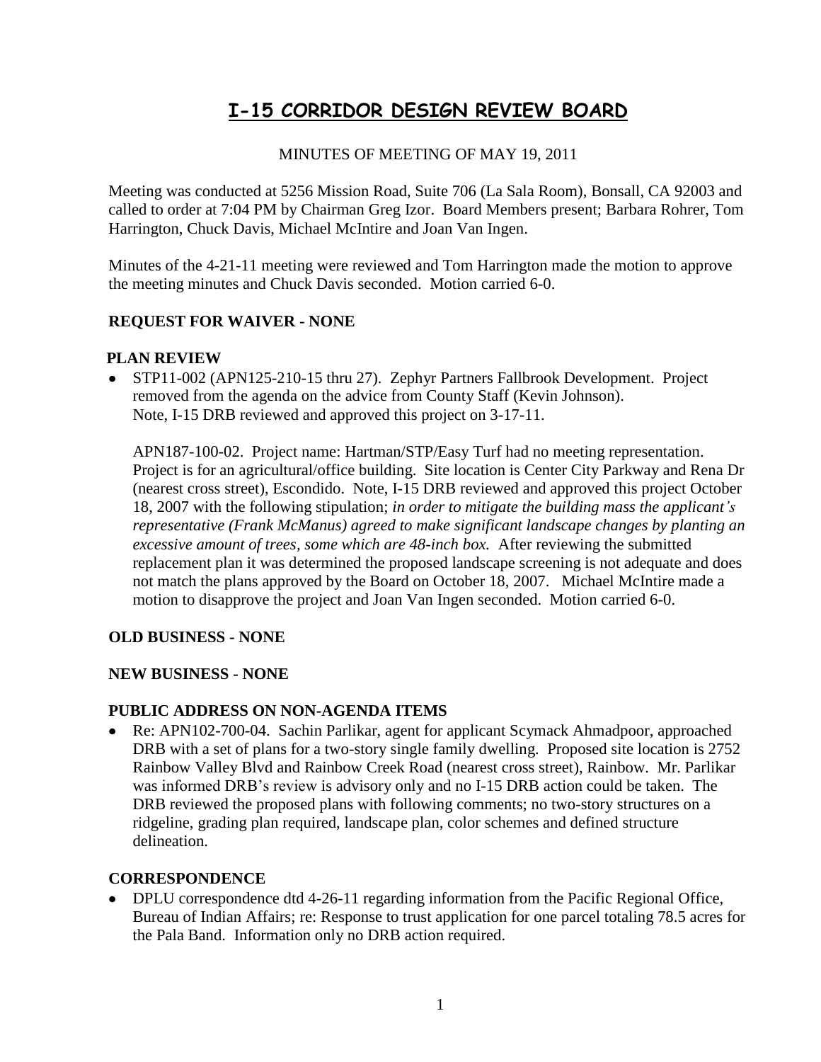# I-15 CORRIDOR DESIGN REVIEW BOARD

MINUTES OF MEETING OF MAY 19, 2011

Meeting was conducted at 5256 Mission Road, Suite 706 (La Sala Room), Bonsall, CA 92003 and called to order at 7:04 PM by Chairman Greg Izor. Board Members present; Barbara Rohrer, Tom Harrington, Chuck Davis, Michael McIntire and Joan Van Ingen.

Minutes of the 4-21-11 meeting were reviewed and Tom Harrington made the motion to approve the meeting minutes and Chuck Davis seconded. Motion carried 6-0.

**REQUEST FOR WAIVER - NONE**

**PLAN REVIEW**

- STP11-002 (APN125-210-15 thru 27). Zephyr Partners Fallbrook Development. Project removed from the agenda on the advice from County Staff (Kevin Johnson). Note, I-15 DRB reviewed and approved this project on 3-17-11.

  APN187-100-02. Project name: Hartman/STP/Easy Turf had no meeting representation. Project is for an agricultural/office building. Site location is Center City Parkway and Rena Dr (nearest cross street), Escondido. Note, I-15 DRB reviewed and approved this project October 18, 2007 with the following stipulation; *in order to mitigate the building mass the applicant's representative (Frank McManus) agreed to make significant landscape changes by planting an excessive amount of trees, some which are 48-inch box.* After reviewing the submitted replacement plan it was determined the proposed landscape screening is not adequate and does not match the plans approved by the Board on October 18, 2007. Michael McIntire made a motion to disapprove the project and Joan Van Ingen seconded. Motion carried 6-0.

**OLD BUSINESS - NONE**

**NEW BUSINESS - NONE**

**PUBLIC ADDRESS ON NON-AGENDA ITEMS**

- Re: APN102-700-04. Sachin Parlikar, agent for applicant Scymack Ahmadpoor, approached DRB with a set of plans for a two-story single family dwelling. Proposed site location is 2752 Rainbow Valley Blvd and Rainbow Creek Road (nearest cross street), Rainbow. Mr. Parlikar was informed DRB's review is advisory only and no I-15 DRB action could be taken. The DRB reviewed the proposed plans with following comments; no two-story structures on a ridgeline, grading plan required, landscape plan, color schemes and defined structure delineation.

**CORRESPONDENCE**

- DPLU correspondence dtd 4-26-11 regarding information from the Pacific Regional Office, Bureau of Indian Affairs; re: Response to trust application for one parcel totaling 78.5 acres for the Pala Band. Information only no DRB action required.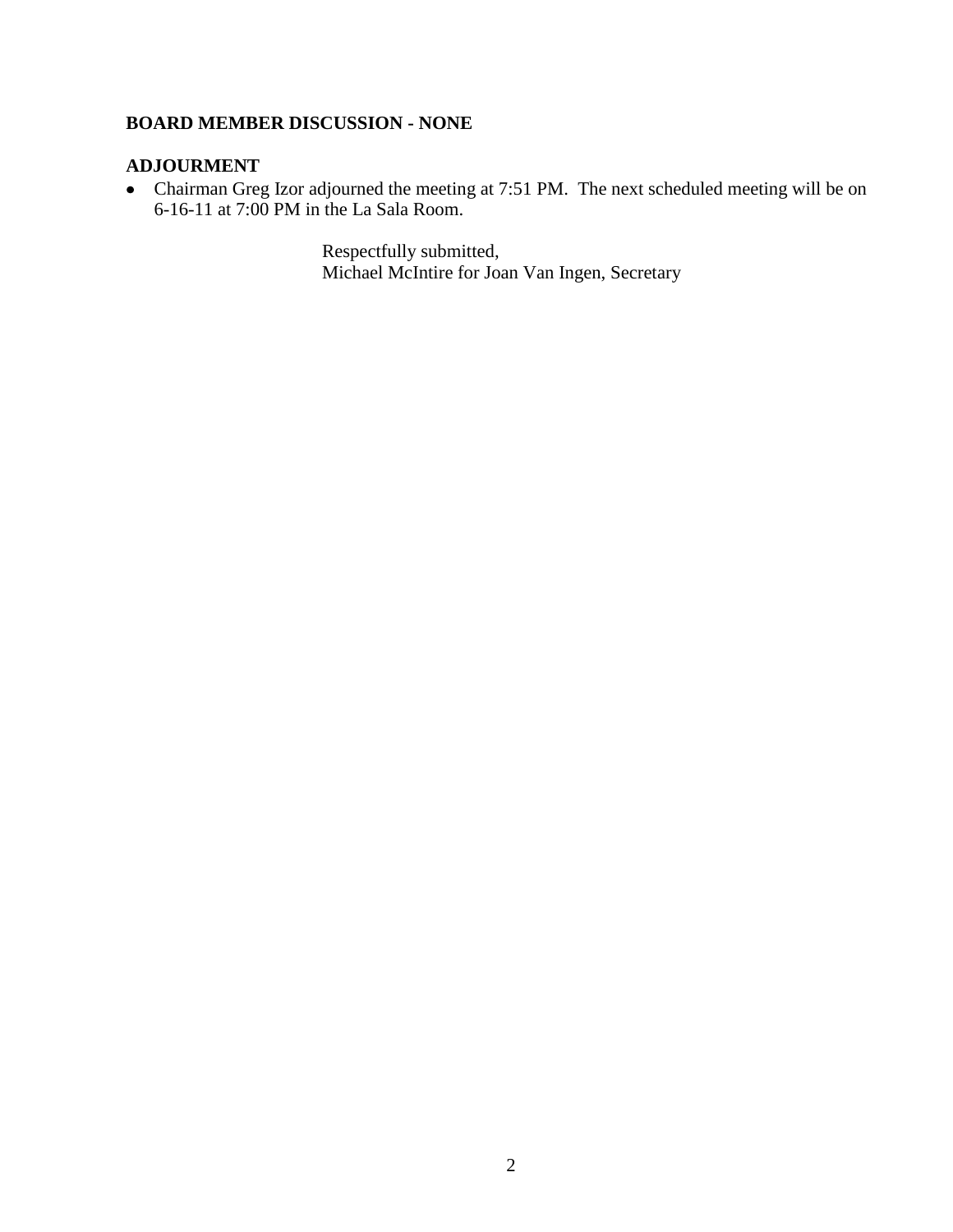**BOARD MEMBER DISCUSSION - NONE**

**ADJOURMENT**

- Chairman Greg Izor adjourned the meeting at 7:51 PM. The next scheduled meeting will be on 6-16-11 at 7:00 PM in the La Sala Room.

Respectfully submitted,
Michael McIntire for Joan Van Ingen, Secretary